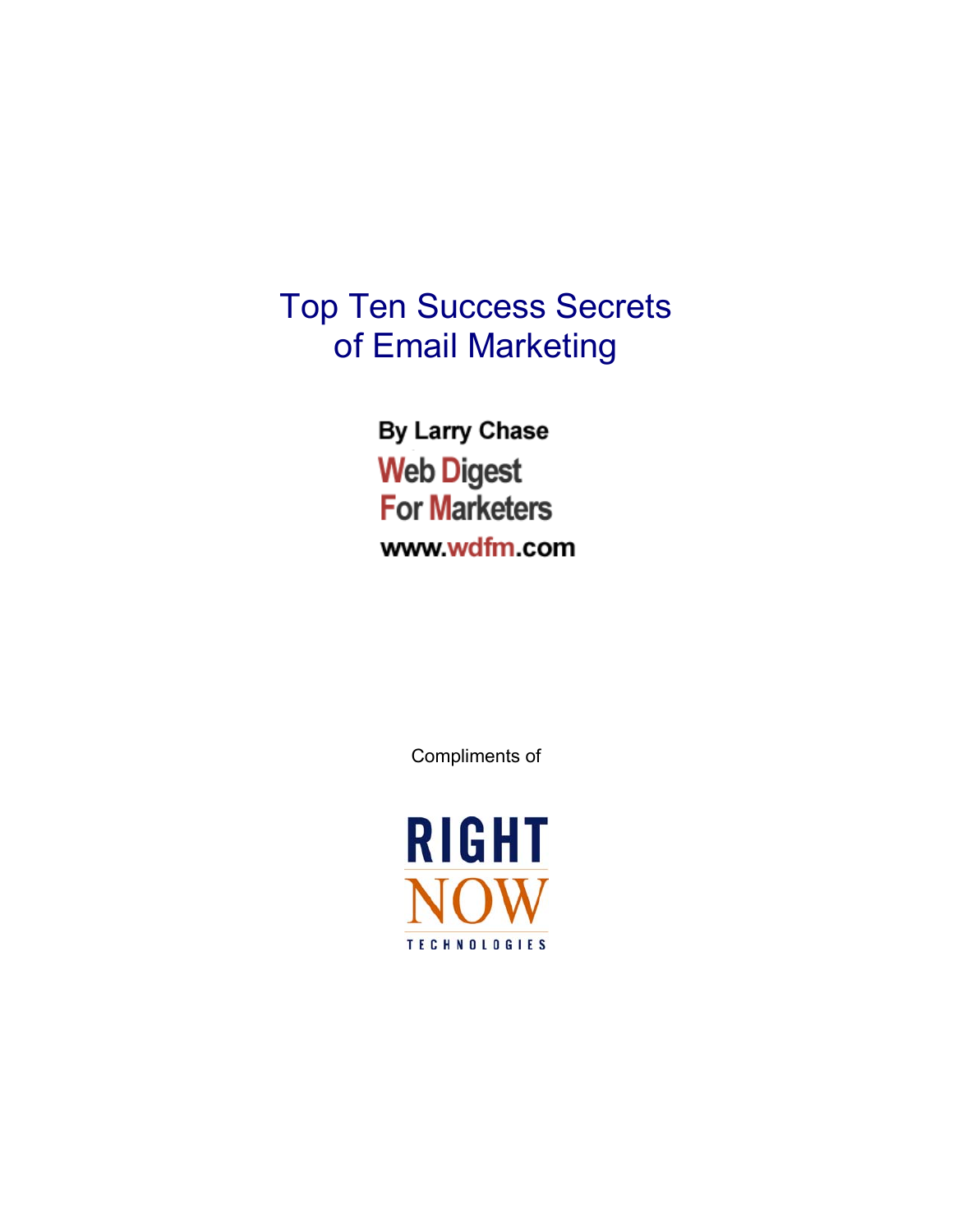# Top Ten Success Secrets of Email Marketing

**By Larry Chase**

**Web Digest For Marketers**

**www.wdfm.com**

Compliments of

**RIGHT NOW TECHNOLOGIES**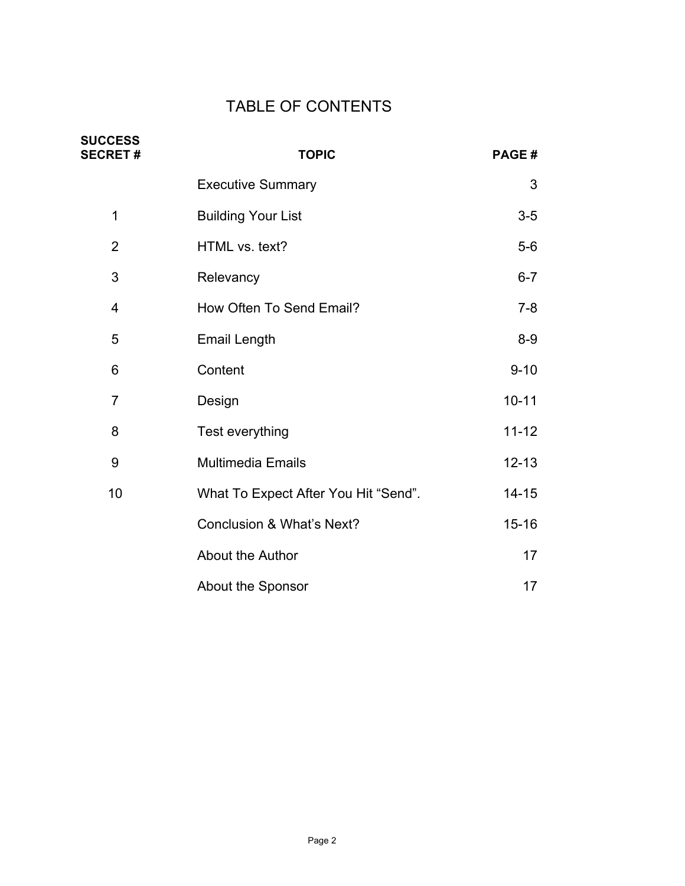# TABLE OF CONTENTS

| SUCCESS SECRET # | TOPIC | PAGE # |
|---|---|---|
| | Executive Summary | 3 |
| 1 | Building Your List | 3-5 |
| 2 | HTML vs. text? | 5-6 |
| 3 | Relevancy | 6-7 |
| 4 | How Often To Send Email? | 7-8 |
| 5 | Email Length | 8-9 |
| 6 | Content | 9-10 |
| 7 | Design | 10-11 |
| 8 | Test everything | 11-12 |
| 9 | Multimedia Emails | 12-13 |
| 10 | What To Expect After You Hit "Send". | 14-15 |
| | Conclusion & What's Next? | 15-16 |
| | About the Author | 17 |
| | About the Sponsor | 17 |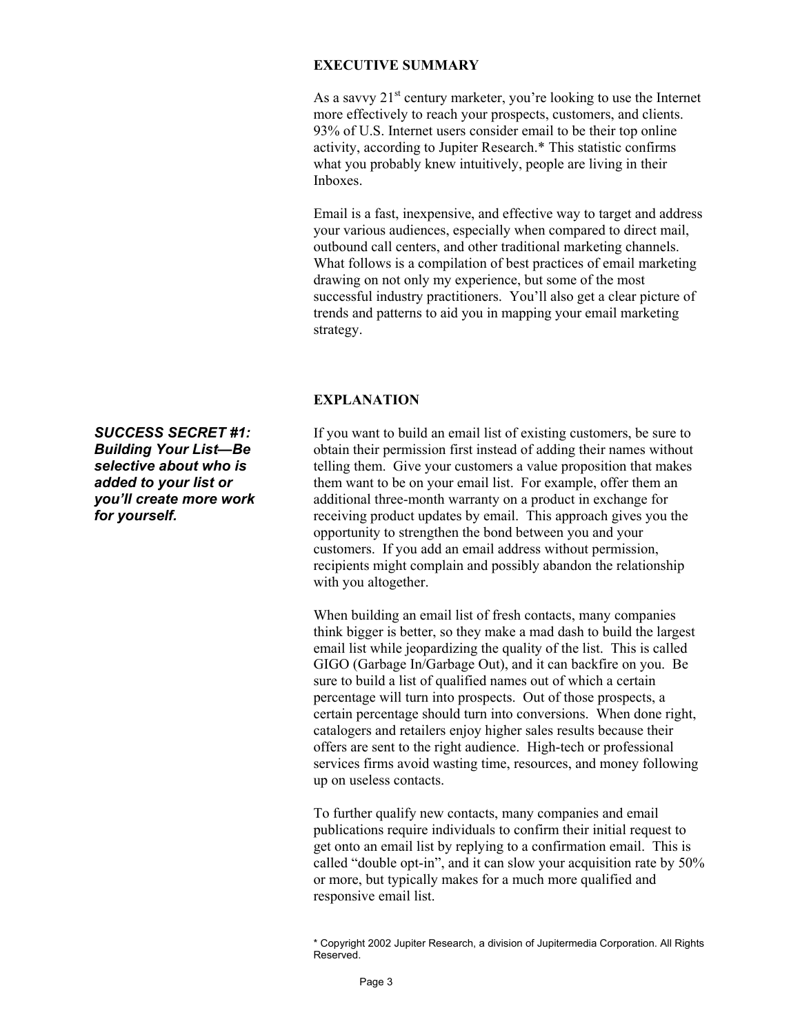## EXECUTIVE SUMMARY

As a savvy 21st century marketer, you're looking to use the Internet more effectively to reach your prospects, customers, and clients. 93% of U.S. Internet users consider email to be their top online activity, according to Jupiter Research.* This statistic confirms what you probably knew intuitively, people are living in their Inboxes.

Email is a fast, inexpensive, and effective way to target and address your various audiences, especially when compared to direct mail, outbound call centers, and other traditional marketing channels. What follows is a compilation of best practices of email marketing drawing on not only my experience, but some of the most successful industry practitioners. You'll also get a clear picture of trends and patterns to aid you in mapping your email marketing strategy.

## EXPLANATION

***SUCCESS SECRET #1: Building Your List—Be selective about who is added to your list or you'll create more work for yourself.***

If you want to build an email list of existing customers, be sure to obtain their permission first instead of adding their names without telling them. Give your customers a value proposition that makes them want to be on your email list. For example, offer them an additional three-month warranty on a product in exchange for receiving product updates by email. This approach gives you the opportunity to strengthen the bond between you and your customers. If you add an email address without permission, recipients might complain and possibly abandon the relationship with you altogether.

When building an email list of fresh contacts, many companies think bigger is better, so they make a mad dash to build the largest email list while jeopardizing the quality of the list. This is called GIGO (Garbage In/Garbage Out), and it can backfire on you. Be sure to build a list of qualified names out of which a certain percentage will turn into prospects. Out of those prospects, a certain percentage should turn into conversions. When done right, catalogers and retailers enjoy higher sales results because their offers are sent to the right audience. High-tech or professional services firms avoid wasting time, resources, and money following up on useless contacts.

To further qualify new contacts, many companies and email publications require individuals to confirm their initial request to get onto an email list by replying to a confirmation email. This is called "double opt-in", and it can slow your acquisition rate by 50% or more, but typically makes for a much more qualified and responsive email list.

\* Copyright 2002 Jupiter Research, a division of Jupitermedia Corporation. All Rights Reserved.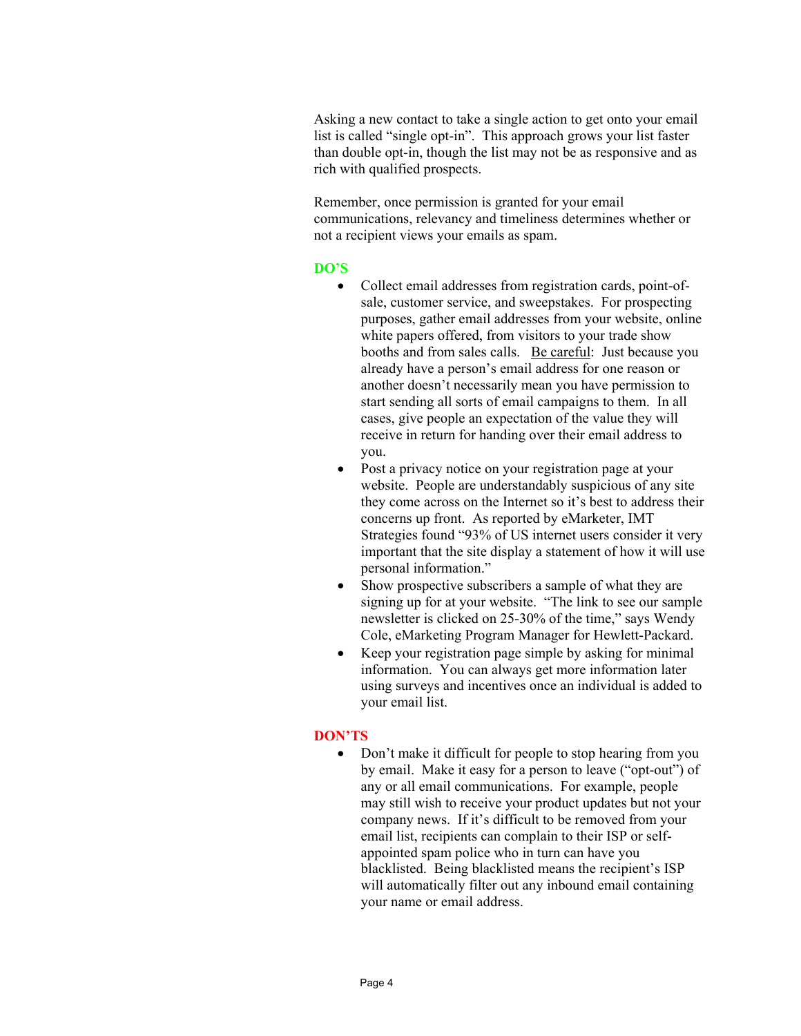Asking a new contact to take a single action to get onto your email list is called "single opt-in". This approach grows your list faster than double opt-in, though the list may not be as responsive and as rich with qualified prospects.

Remember, once permission is granted for your email communications, relevancy and timeliness determines whether or not a recipient views your emails as spam.

**DO'S**

- Collect email addresses from registration cards, point-of-sale, customer service, and sweepstakes. For prospecting purposes, gather email addresses from your website, online white papers offered, from visitors to your trade show booths and from sales calls. Be careful: Just because you already have a person's email address for one reason or another doesn't necessarily mean you have permission to start sending all sorts of email campaigns to them. In all cases, give people an expectation of the value they will receive in return for handing over their email address to you.
- Post a privacy notice on your registration page at your website. People are understandably suspicious of any site they come across on the Internet so it's best to address their concerns up front. As reported by eMarketer, IMT Strategies found "93% of US internet users consider it very important that the site display a statement of how it will use personal information."
- Show prospective subscribers a sample of what they are signing up for at your website. "The link to see our sample newsletter is clicked on 25-30% of the time," says Wendy Cole, eMarketing Program Manager for Hewlett-Packard.
- Keep your registration page simple by asking for minimal information. You can always get more information later using surveys and incentives once an individual is added to your email list.

**DON'TS**

- Don't make it difficult for people to stop hearing from you by email. Make it easy for a person to leave ("opt-out") of any or all email communications. For example, people may still wish to receive your product updates but not your company news. If it's difficult to be removed from your email list, recipients can complain to their ISP or self-appointed spam police who in turn can have you blacklisted. Being blacklisted means the recipient's ISP will automatically filter out any inbound email containing your name or email address.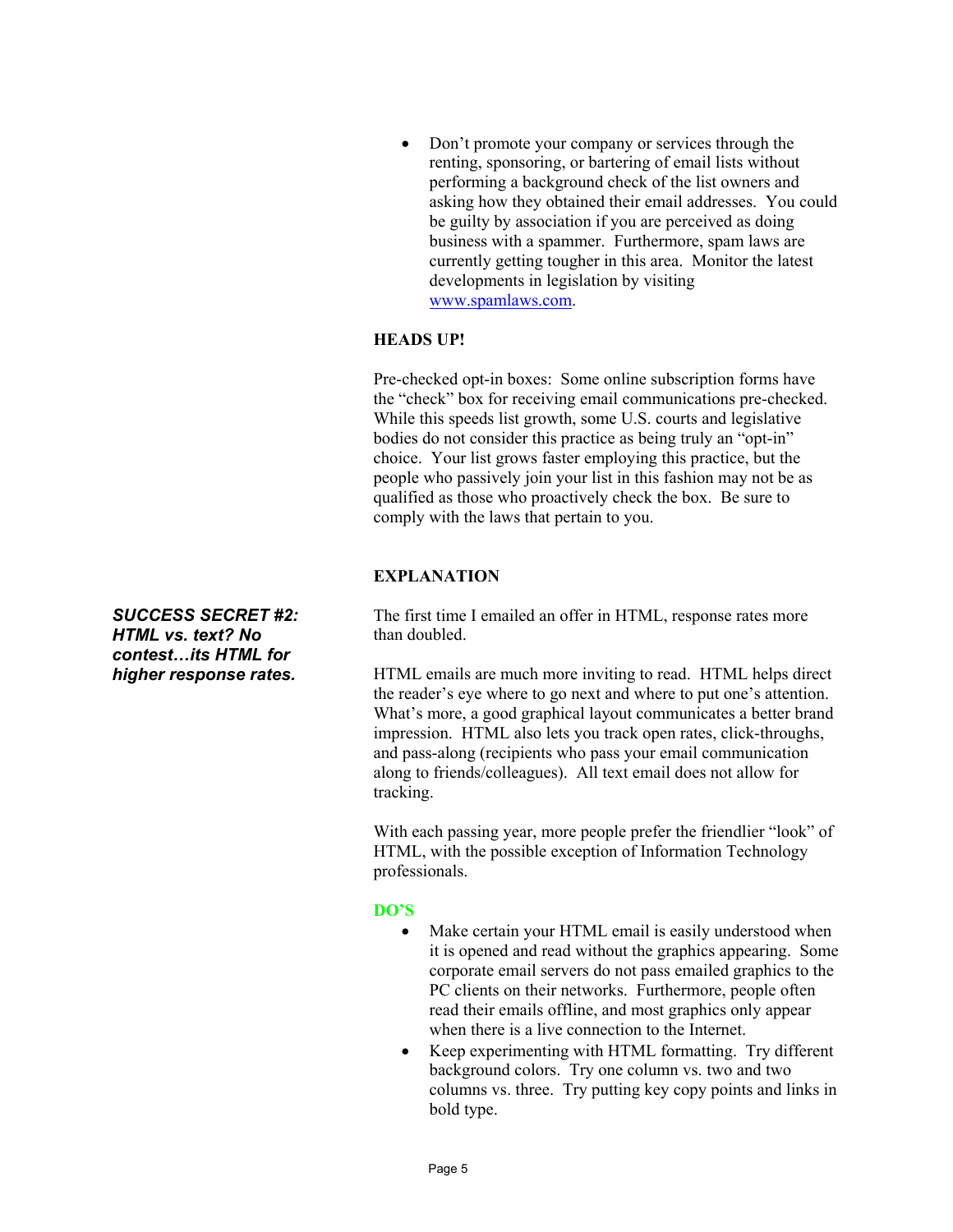- Don't promote your company or services through the renting, sponsoring, or bartering of email lists without performing a background check of the list owners and asking how they obtained their email addresses. You could be guilty by association if you are perceived as doing business with a spammer. Furthermore, spam laws are currently getting tougher in this area. Monitor the latest developments in legislation by visiting [www.spamlaws.com](http://www.spamlaws.com).

**HEADS UP!**

Pre-checked opt-in boxes: Some online subscription forms have the "check" box for receiving email communications pre-checked. While this speeds list growth, some U.S. courts and legislative bodies do not consider this practice as being truly an "opt-in" choice. Your list grows faster employing this practice, but the people who passively join your list in this fashion may not be as qualified as those who proactively check the box. Be sure to comply with the laws that pertain to you.

***SUCCESS SECRET #2: HTML vs. text? No contest…its HTML for higher response rates.***

**EXPLANATION**

The first time I emailed an offer in HTML, response rates more than doubled.

HTML emails are much more inviting to read. HTML helps direct the reader's eye where to go next and where to put one's attention. What's more, a good graphical layout communicates a better brand impression. HTML also lets you track open rates, click-throughs, and pass-along (recipients who pass your email communication along to friends/colleagues). All text email does not allow for tracking.

With each passing year, more people prefer the friendlier "look" of HTML, with the possible exception of Information Technology professionals.

**DO'S**

- Make certain your HTML email is easily understood when it is opened and read without the graphics appearing. Some corporate email servers do not pass emailed graphics to the PC clients on their networks. Furthermore, people often read their emails offline, and most graphics only appear when there is a live connection to the Internet.
- Keep experimenting with HTML formatting. Try different background colors. Try one column vs. two and two columns vs. three. Try putting key copy points and links in bold type.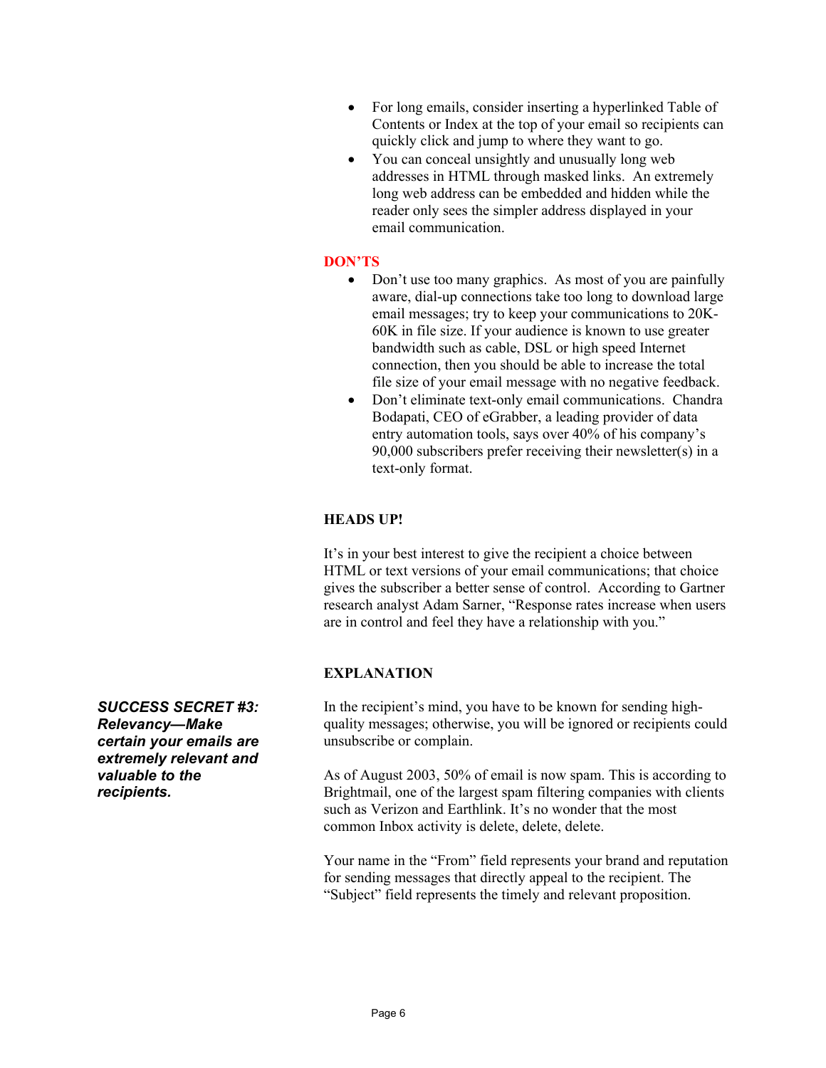- For long emails, consider inserting a hyperlinked Table of Contents or Index at the top of your email so recipients can quickly click and jump to where they want to go.
- You can conceal unsightly and unusually long web addresses in HTML through masked links. An extremely long web address can be embedded and hidden while the reader only sees the simpler address displayed in your email communication.

**DON'TS**

- Don't use too many graphics. As most of you are painfully aware, dial-up connections take too long to download large email messages; try to keep your communications to 20K-60K in file size. If your audience is known to use greater bandwidth such as cable, DSL or high speed Internet connection, then you should be able to increase the total file size of your email message with no negative feedback.
- Don't eliminate text-only email communications. Chandra Bodapati, CEO of eGrabber, a leading provider of data entry automation tools, says over 40% of his company's 90,000 subscribers prefer receiving their newsletter(s) in a text-only format.

**HEADS UP!**

It's in your best interest to give the recipient a choice between HTML or text versions of your email communications; that choice gives the subscriber a better sense of control. According to Gartner research analyst Adam Sarner, "Response rates increase when users are in control and feel they have a relationship with you."

**EXPLANATION**

***SUCCESS SECRET #3: Relevancy—Make certain your emails are extremely relevant and valuable to the recipients.***

In the recipient's mind, you have to be known for sending high-quality messages; otherwise, you will be ignored or recipients could unsubscribe or complain.

As of August 2003, 50% of email is now spam. This is according to Brightmail, one of the largest spam filtering companies with clients such as Verizon and Earthlink. It's no wonder that the most common Inbox activity is delete, delete, delete.

Your name in the "From" field represents your brand and reputation for sending messages that directly appeal to the recipient. The "Subject" field represents the timely and relevant proposition.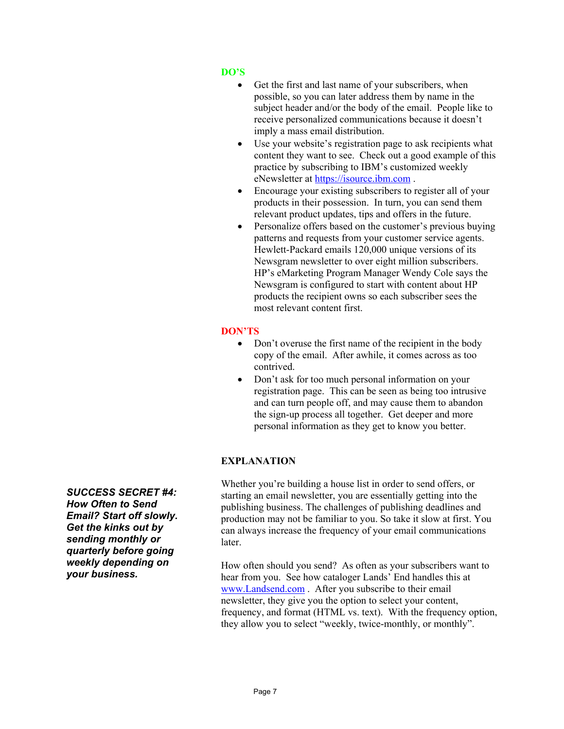**DO'S**

- Get the first and last name of your subscribers, when possible, so you can later address them by name in the subject header and/or the body of the email. People like to receive personalized communications because it doesn't imply a mass email distribution.
- Use your website's registration page to ask recipients what content they want to see. Check out a good example of this practice by subscribing to IBM's customized weekly eNewsletter at https://isource.ibm.com .
- Encourage your existing subscribers to register all of your products in their possession. In turn, you can send them relevant product updates, tips and offers in the future.
- Personalize offers based on the customer's previous buying patterns and requests from your customer service agents. Hewlett-Packard emails 120,000 unique versions of its Newsgram newsletter to over eight million subscribers. HP's eMarketing Program Manager Wendy Cole says the Newsgram is configured to start with content about HP products the recipient owns so each subscriber sees the most relevant content first.

**DON'TS**

- Don't overuse the first name of the recipient in the body copy of the email. After awhile, it comes across as too contrived.
- Don't ask for too much personal information on your registration page. This can be seen as being too intrusive and can turn people off, and may cause them to abandon the sign-up process all together. Get deeper and more personal information as they get to know you better.

**EXPLANATION**

***SUCCESS SECRET #4: How Often to Send Email? Start off slowly. Get the kinks out by sending monthly or quarterly before going weekly depending on your business.***

Whether you're building a house list in order to send offers, or starting an email newsletter, you are essentially getting into the publishing business. The challenges of publishing deadlines and production may not be familiar to you. So take it slow at first. You can always increase the frequency of your email communications later.

How often should you send? As often as your subscribers want to hear from you. See how cataloger Lands' End handles this at www.Landsend.com . After you subscribe to their email newsletter, they give you the option to select your content, frequency, and format (HTML vs. text). With the frequency option, they allow you to select "weekly, twice-monthly, or monthly".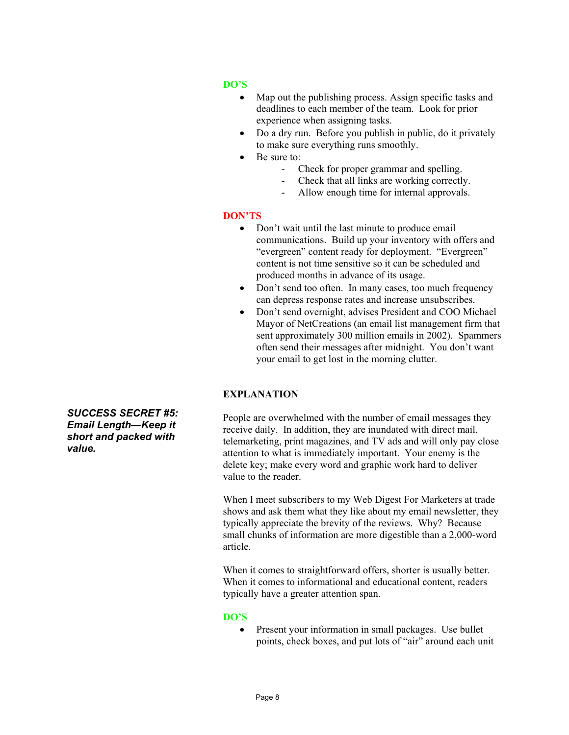**DO'S**

- Map out the publishing process. Assign specific tasks and deadlines to each member of the team. Look for prior experience when assigning tasks.
- Do a dry run. Before you publish in public, do it privately to make sure everything runs smoothly.
- Be sure to:
  - Check for proper grammar and spelling.
  - Check that all links are working correctly.
  - Allow enough time for internal approvals.

**DON'TS**

- Don't wait until the last minute to produce email communications. Build up your inventory with offers and "evergreen" content ready for deployment. "Evergreen" content is not time sensitive so it can be scheduled and produced months in advance of its usage.
- Don't send too often. In many cases, too much frequency can depress response rates and increase unsubscribes.
- Don't send overnight, advises President and COO Michael Mayor of NetCreations (an email list management firm that sent approximately 300 million emails in 2002). Spammers often send their messages after midnight. You don't want your email to get lost in the morning clutter.

**EXPLANATION**

***SUCCESS SECRET #5: Email Length—Keep it short and packed with value.***

People are overwhelmed with the number of email messages they receive daily. In addition, they are inundated with direct mail, telemarketing, print magazines, and TV ads and will only pay close attention to what is immediately important. Your enemy is the delete key; make every word and graphic work hard to deliver value to the reader.

When I meet subscribers to my Web Digest For Marketers at trade shows and ask them what they like about my email newsletter, they typically appreciate the brevity of the reviews. Why? Because small chunks of information are more digestible than a 2,000-word article.

When it comes to straightforward offers, shorter is usually better. When it comes to informational and educational content, readers typically have a greater attention span.

**DO'S**

- Present your information in small packages. Use bullet points, check boxes, and put lots of "air" around each unit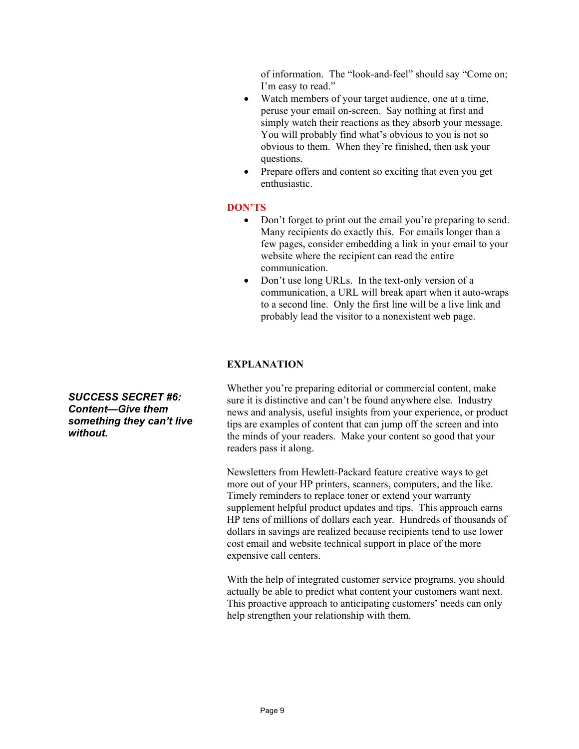of information. The "look-and-feel" should say "Come on; I'm easy to read."

- Watch members of your target audience, one at a time, peruse your email on-screen. Say nothing at first and simply watch their reactions as they absorb your message. You will probably find what's obvious to you is not so obvious to them. When they're finished, then ask your questions.
- Prepare offers and content so exciting that even you get enthusiastic.

**DON'TS**

- Don't forget to print out the email you're preparing to send. Many recipients do exactly this. For emails longer than a few pages, consider embedding a link in your email to your website where the recipient can read the entire communication.
- Don't use long URLs. In the text-only version of a communication, a URL will break apart when it auto-wraps to a second line. Only the first line will be a live link and probably lead the visitor to a nonexistent web page.

**EXPLANATION**

***SUCCESS SECRET #6: Content—Give them something they can't live without.***

Whether you're preparing editorial or commercial content, make sure it is distinctive and can't be found anywhere else. Industry news and analysis, useful insights from your experience, or product tips are examples of content that can jump off the screen and into the minds of your readers. Make your content so good that your readers pass it along.

Newsletters from Hewlett-Packard feature creative ways to get more out of your HP printers, scanners, computers, and the like. Timely reminders to replace toner or extend your warranty supplement helpful product updates and tips. This approach earns HP tens of millions of dollars each year. Hundreds of thousands of dollars in savings are realized because recipients tend to use lower cost email and website technical support in place of the more expensive call centers.

With the help of integrated customer service programs, you should actually be able to predict what content your customers want next. This proactive approach to anticipating customers' needs can only help strengthen your relationship with them.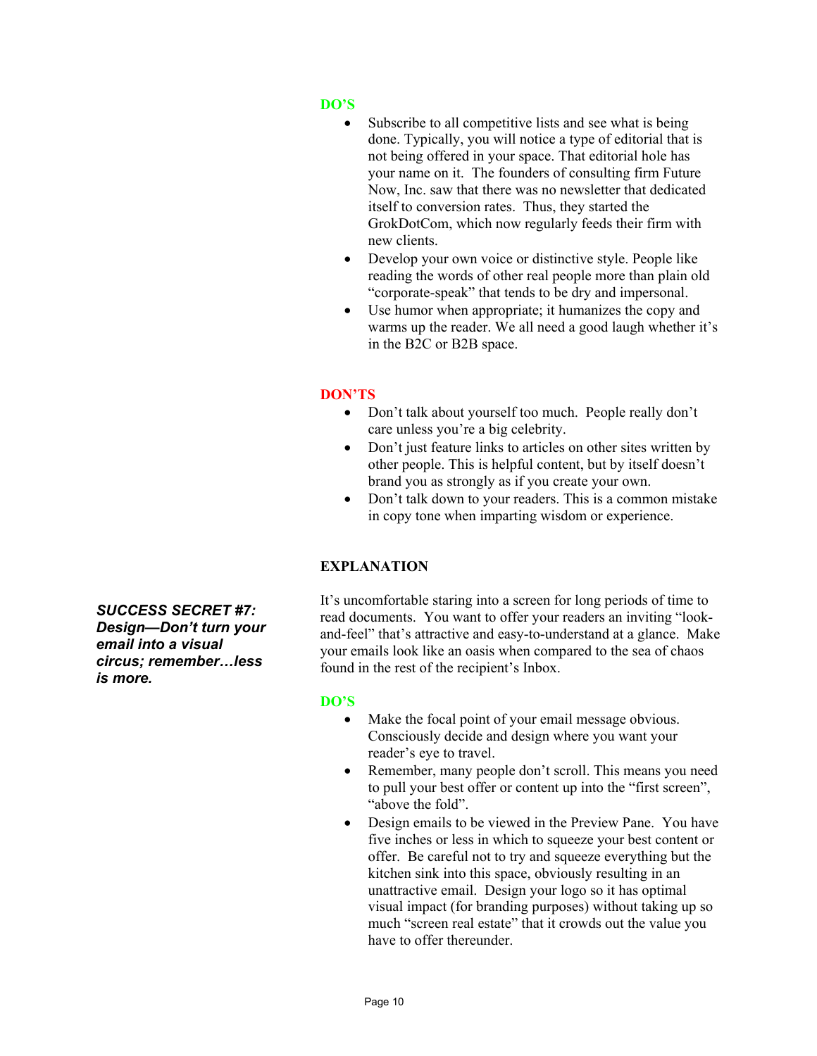**DO'S**

- Subscribe to all competitive lists and see what is being done. Typically, you will notice a type of editorial that is not being offered in your space. That editorial hole has your name on it. The founders of consulting firm Future Now, Inc. saw that there was no newsletter that dedicated itself to conversion rates. Thus, they started the GrokDotCom, which now regularly feeds their firm with new clients.
- Develop your own voice or distinctive style. People like reading the words of other real people more than plain old "corporate-speak" that tends to be dry and impersonal.
- Use humor when appropriate; it humanizes the copy and warms up the reader. We all need a good laugh whether it's in the B2C or B2B space.

**DON'TS**

- Don't talk about yourself too much. People really don't care unless you're a big celebrity.
- Don't just feature links to articles on other sites written by other people. This is helpful content, but by itself doesn't brand you as strongly as if you create your own.
- Don't talk down to your readers. This is a common mistake in copy tone when imparting wisdom or experience.

## ***SUCCESS SECRET #7: Design—Don't turn your email into a visual circus; remember…less is more.***

**EXPLANATION**

It's uncomfortable staring into a screen for long periods of time to read documents. You want to offer your readers an inviting "look-and-feel" that's attractive and easy-to-understand at a glance. Make your emails look like an oasis when compared to the sea of chaos found in the rest of the recipient's Inbox.

**DO'S**

- Make the focal point of your email message obvious. Consciously decide and design where you want your reader's eye to travel.
- Remember, many people don't scroll. This means you need to pull your best offer or content up into the "first screen", "above the fold".
- Design emails to be viewed in the Preview Pane. You have five inches or less in which to squeeze your best content or offer. Be careful not to try and squeeze everything but the kitchen sink into this space, obviously resulting in an unattractive email. Design your logo so it has optimal visual impact (for branding purposes) without taking up so much "screen real estate" that it crowds out the value you have to offer thereunder.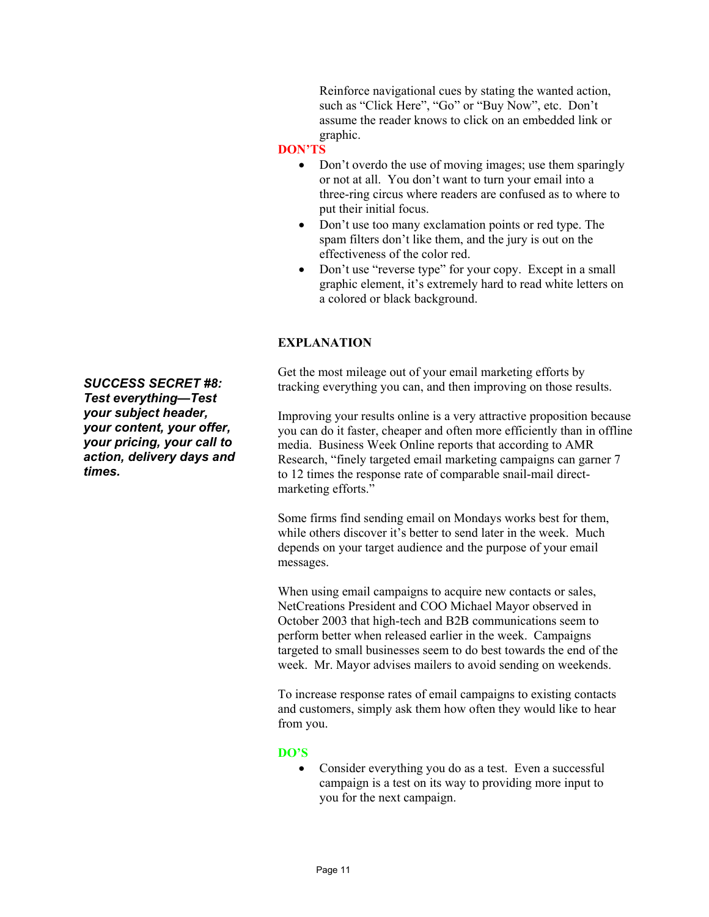Reinforce navigational cues by stating the wanted action, such as "Click Here", "Go" or "Buy Now", etc. Don't assume the reader knows to click on an embedded link or graphic.

**DON'TS**

- Don't overdo the use of moving images; use them sparingly or not at all. You don't want to turn your email into a three-ring circus where readers are confused as to where to put their initial focus.
- Don't use too many exclamation points or red type. The spam filters don't like them, and the jury is out on the effectiveness of the color red.
- Don't use "reverse type" for your copy. Except in a small graphic element, it's extremely hard to read white letters on a colored or black background.

**EXPLANATION**

***SUCCESS SECRET #8: Test everything—Test your subject header, your content, your offer, your pricing, your call to action, delivery days and times.***

Get the most mileage out of your email marketing efforts by tracking everything you can, and then improving on those results.

Improving your results online is a very attractive proposition because you can do it faster, cheaper and often more efficiently than in offline media. Business Week Online reports that according to AMR Research, "finely targeted email marketing campaigns can garner 7 to 12 times the response rate of comparable snail-mail direct-marketing efforts."

Some firms find sending email on Mondays works best for them, while others discover it's better to send later in the week. Much depends on your target audience and the purpose of your email messages.

When using email campaigns to acquire new contacts or sales, NetCreations President and COO Michael Mayor observed in October 2003 that high-tech and B2B communications seem to perform better when released earlier in the week. Campaigns targeted to small businesses seem to do best towards the end of the week. Mr. Mayor advises mailers to avoid sending on weekends.

To increase response rates of email campaigns to existing contacts and customers, simply ask them how often they would like to hear from you.

**DO'S**

- Consider everything you do as a test. Even a successful campaign is a test on its way to providing more input to you for the next campaign.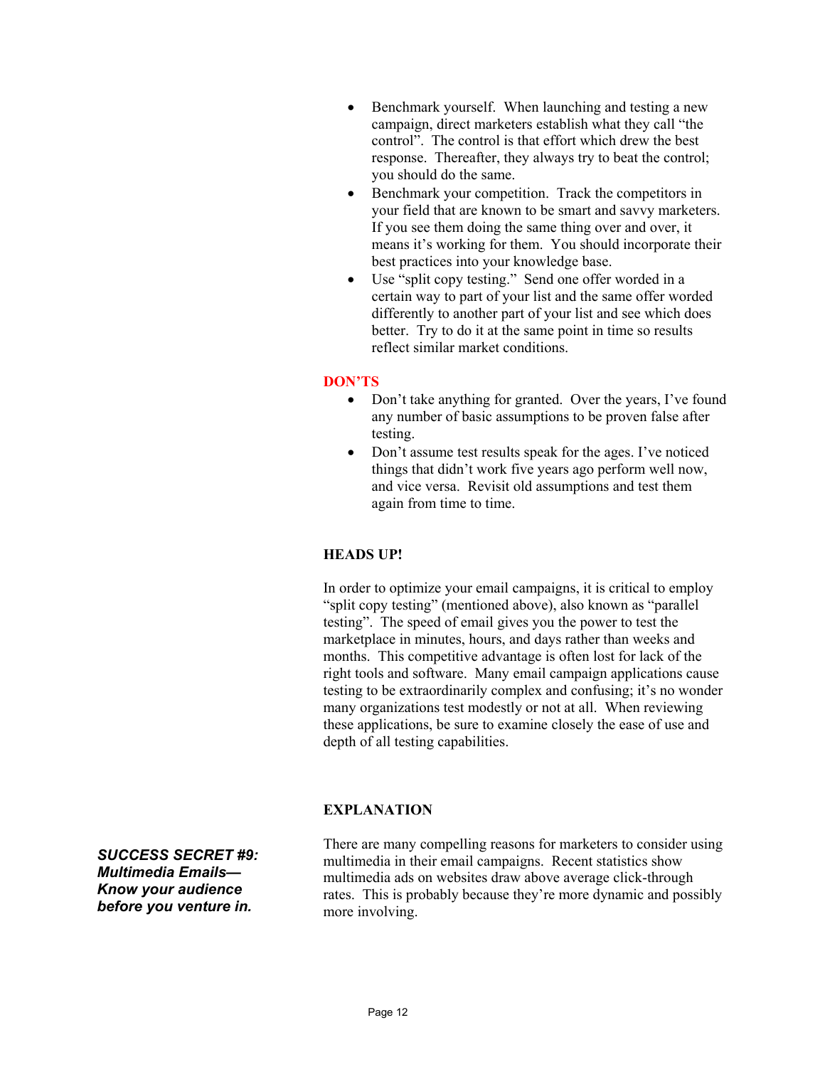- Benchmark yourself. When launching and testing a new campaign, direct marketers establish what they call "the control". The control is that effort which drew the best response. Thereafter, they always try to beat the control; you should do the same.
- Benchmark your competition. Track the competitors in your field that are known to be smart and savvy marketers. If you see them doing the same thing over and over, it means it's working for them. You should incorporate their best practices into your knowledge base.
- Use "split copy testing." Send one offer worded in a certain way to part of your list and the same offer worded differently to another part of your list and see which does better. Try to do it at the same point in time so results reflect similar market conditions.

**DON'TS**

- Don't take anything for granted. Over the years, I've found any number of basic assumptions to be proven false after testing.
- Don't assume test results speak for the ages. I've noticed things that didn't work five years ago perform well now, and vice versa. Revisit old assumptions and test them again from time to time.

**HEADS UP!**

In order to optimize your email campaigns, it is critical to employ "split copy testing" (mentioned above), also known as "parallel testing". The speed of email gives you the power to test the marketplace in minutes, hours, and days rather than weeks and months. This competitive advantage is often lost for lack of the right tools and software. Many email campaign applications cause testing to be extraordinarily complex and confusing; it's no wonder many organizations test modestly or not at all. When reviewing these applications, be sure to examine closely the ease of use and depth of all testing capabilities.

## ***SUCCESS SECRET #9: Multimedia Emails—Know your audience before you venture in.***

**EXPLANATION**

There are many compelling reasons for marketers to consider using multimedia in their email campaigns. Recent statistics show multimedia ads on websites draw above average click-through rates. This is probably because they're more dynamic and possibly more involving.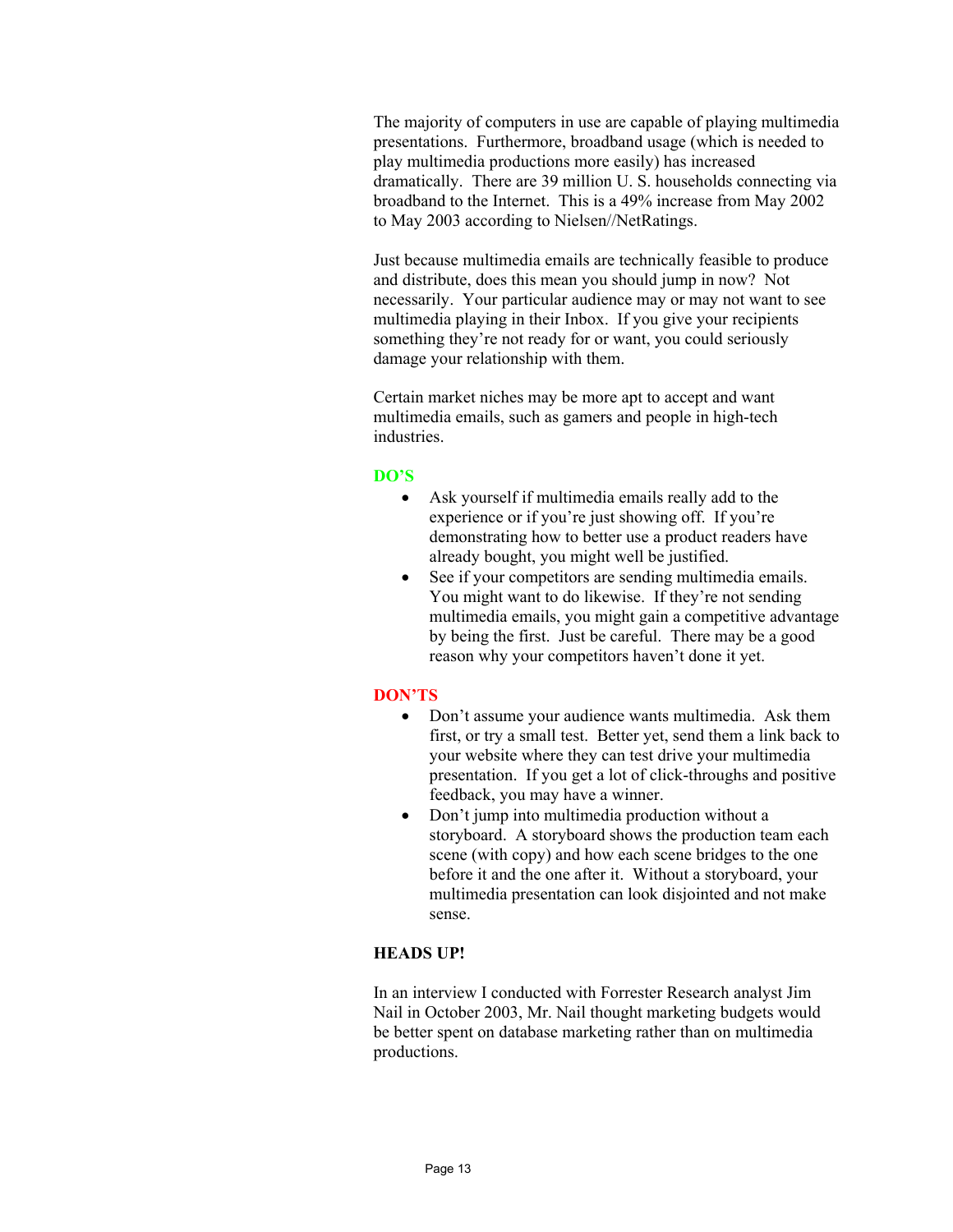The majority of computers in use are capable of playing multimedia presentations. Furthermore, broadband usage (which is needed to play multimedia productions more easily) has increased dramatically. There are 39 million U. S. households connecting via broadband to the Internet. This is a 49% increase from May 2002 to May 2003 according to Nielsen//NetRatings.

Just because multimedia emails are technically feasible to produce and distribute, does this mean you should jump in now? Not necessarily. Your particular audience may or may not want to see multimedia playing in their Inbox. If you give your recipients something they're not ready for or want, you could seriously damage your relationship with them.

Certain market niches may be more apt to accept and want multimedia emails, such as gamers and people in high-tech industries.

**DO'S**

- Ask yourself if multimedia emails really add to the experience or if you're just showing off. If you're demonstrating how to better use a product readers have already bought, you might well be justified.
- See if your competitors are sending multimedia emails. You might want to do likewise. If they're not sending multimedia emails, you might gain a competitive advantage by being the first. Just be careful. There may be a good reason why your competitors haven't done it yet.

**DON'TS**

- Don't assume your audience wants multimedia. Ask them first, or try a small test. Better yet, send them a link back to your website where they can test drive your multimedia presentation. If you get a lot of click-throughs and positive feedback, you may have a winner.
- Don't jump into multimedia production without a storyboard. A storyboard shows the production team each scene (with copy) and how each scene bridges to the one before it and the one after it. Without a storyboard, your multimedia presentation can look disjointed and not make sense.

**HEADS UP!**

In an interview I conducted with Forrester Research analyst Jim Nail in October 2003, Mr. Nail thought marketing budgets would be better spent on database marketing rather than on multimedia productions.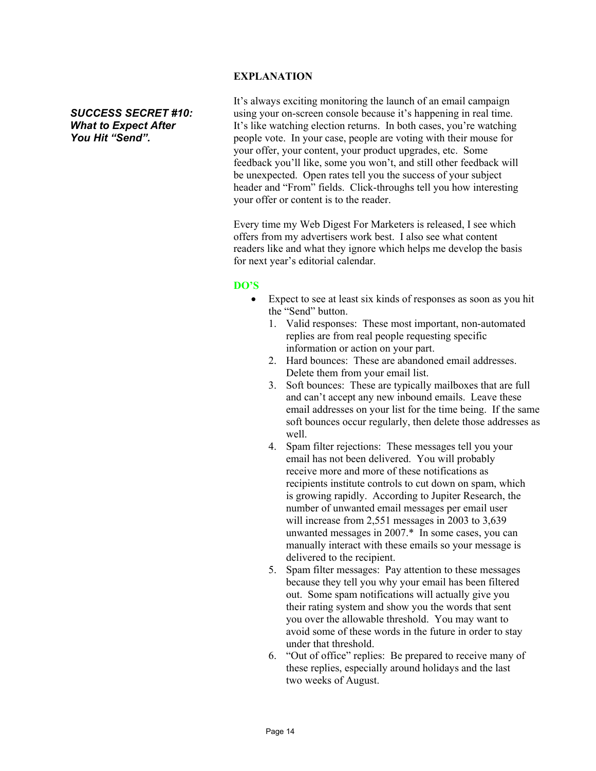***SUCCESS SECRET #10: What to Expect After You Hit "Send".***

**EXPLANATION**

It's always exciting monitoring the launch of an email campaign using your on-screen console because it's happening in real time. It's like watching election returns. In both cases, you're watching people vote. In your case, people are voting with their mouse for your offer, your content, your product upgrades, etc. Some feedback you'll like, some you won't, and still other feedback will be unexpected. Open rates tell you the success of your subject header and "From" fields. Click-throughs tell you how interesting your offer or content is to the reader.

Every time my Web Digest For Marketers is released, I see which offers from my advertisers work best. I also see what content readers like and what they ignore which helps me develop the basis for next year's editorial calendar.

**DO'S**

- Expect to see at least six kinds of responses as soon as you hit the "Send" button.
  1. Valid responses: These most important, non-automated replies are from real people requesting specific information or action on your part.
  2. Hard bounces: These are abandoned email addresses. Delete them from your email list.
  3. Soft bounces: These are typically mailboxes that are full and can't accept any new inbound emails. Leave these email addresses on your list for the time being. If the same soft bounces occur regularly, then delete those addresses as well.
  4. Spam filter rejections: These messages tell you your email has not been delivered. You will probably receive more and more of these notifications as recipients institute controls to cut down on spam, which is growing rapidly. According to Jupiter Research, the number of unwanted email messages per email user will increase from 2,551 messages in 2003 to 3,639 unwanted messages in 2007.* In some cases, you can manually interact with these emails so your message is delivered to the recipient.
  5. Spam filter messages: Pay attention to these messages because they tell you why your email has been filtered out. Some spam notifications will actually give you their rating system and show you the words that sent you over the allowable threshold. You may want to avoid some of these words in the future in order to stay under that threshold.
  6. "Out of office" replies: Be prepared to receive many of these replies, especially around holidays and the last two weeks of August.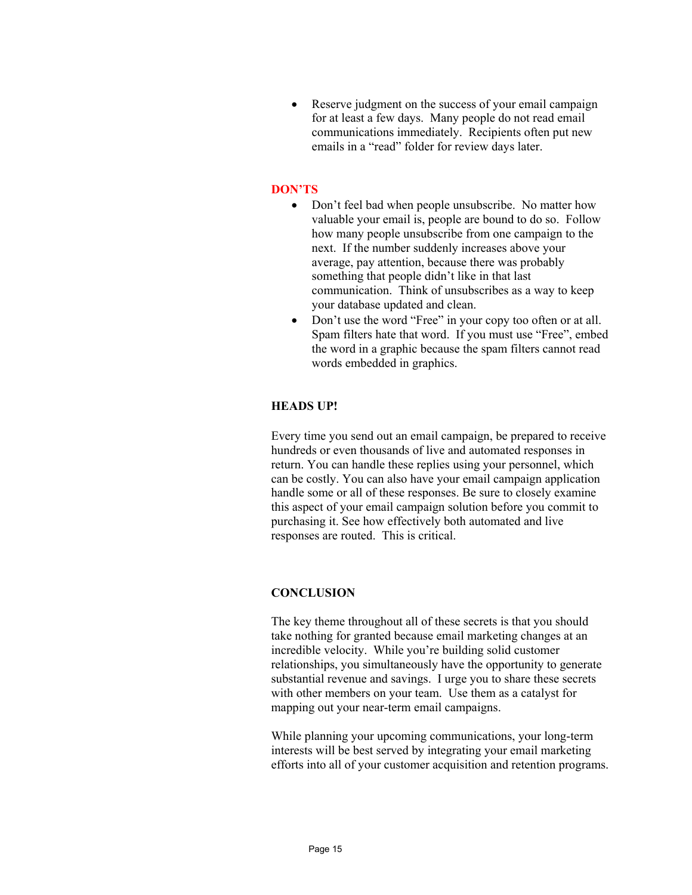- Reserve judgment on the success of your email campaign for at least a few days. Many people do not read email communications immediately. Recipients often put new emails in a "read" folder for review days later.

### DON'TS

- Don't feel bad when people unsubscribe. No matter how valuable your email is, people are bound to do so. Follow how many people unsubscribe from one campaign to the next. If the number suddenly increases above your average, pay attention, because there was probably something that people didn't like in that last communication. Think of unsubscribes as a way to keep your database updated and clean.
- Don't use the word "Free" in your copy too often or at all. Spam filters hate that word. If you must use "Free", embed the word in a graphic because the spam filters cannot read words embedded in graphics.

### HEADS UP!

Every time you send out an email campaign, be prepared to receive hundreds or even thousands of live and automated responses in return. You can handle these replies using your personnel, which can be costly. You can also have your email campaign application handle some or all of these responses. Be sure to closely examine this aspect of your email campaign solution before you commit to purchasing it. See how effectively both automated and live responses are routed. This is critical.

### CONCLUSION

The key theme throughout all of these secrets is that you should take nothing for granted because email marketing changes at an incredible velocity. While you're building solid customer relationships, you simultaneously have the opportunity to generate substantial revenue and savings. I urge you to share these secrets with other members on your team. Use them as a catalyst for mapping out your near-term email campaigns.

While planning your upcoming communications, your long-term interests will be best served by integrating your email marketing efforts into all of your customer acquisition and retention programs.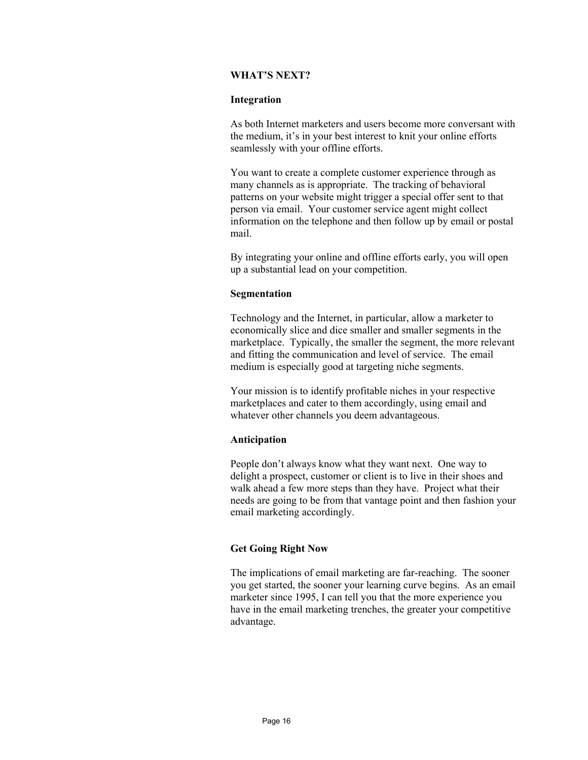## WHAT'S NEXT?

### Integration

As both Internet marketers and users become more conversant with the medium, it's in your best interest to knit your online efforts seamlessly with your offline efforts.

You want to create a complete customer experience through as many channels as is appropriate. The tracking of behavioral patterns on your website might trigger a special offer sent to that person via email. Your customer service agent might collect information on the telephone and then follow up by email or postal mail.

By integrating your online and offline efforts early, you will open up a substantial lead on your competition.

### Segmentation

Technology and the Internet, in particular, allow a marketer to economically slice and dice smaller and smaller segments in the marketplace. Typically, the smaller the segment, the more relevant and fitting the communication and level of service. The email medium is especially good at targeting niche segments.

Your mission is to identify profitable niches in your respective marketplaces and cater to them accordingly, using email and whatever other channels you deem advantageous.

### Anticipation

People don't always know what they want next. One way to delight a prospect, customer or client is to live in their shoes and walk ahead a few more steps than they have. Project what their needs are going to be from that vantage point and then fashion your email marketing accordingly.

### Get Going Right Now

The implications of email marketing are far-reaching. The sooner you get started, the sooner your learning curve begins. As an email marketer since 1995, I can tell you that the more experience you have in the email marketing trenches, the greater your competitive advantage.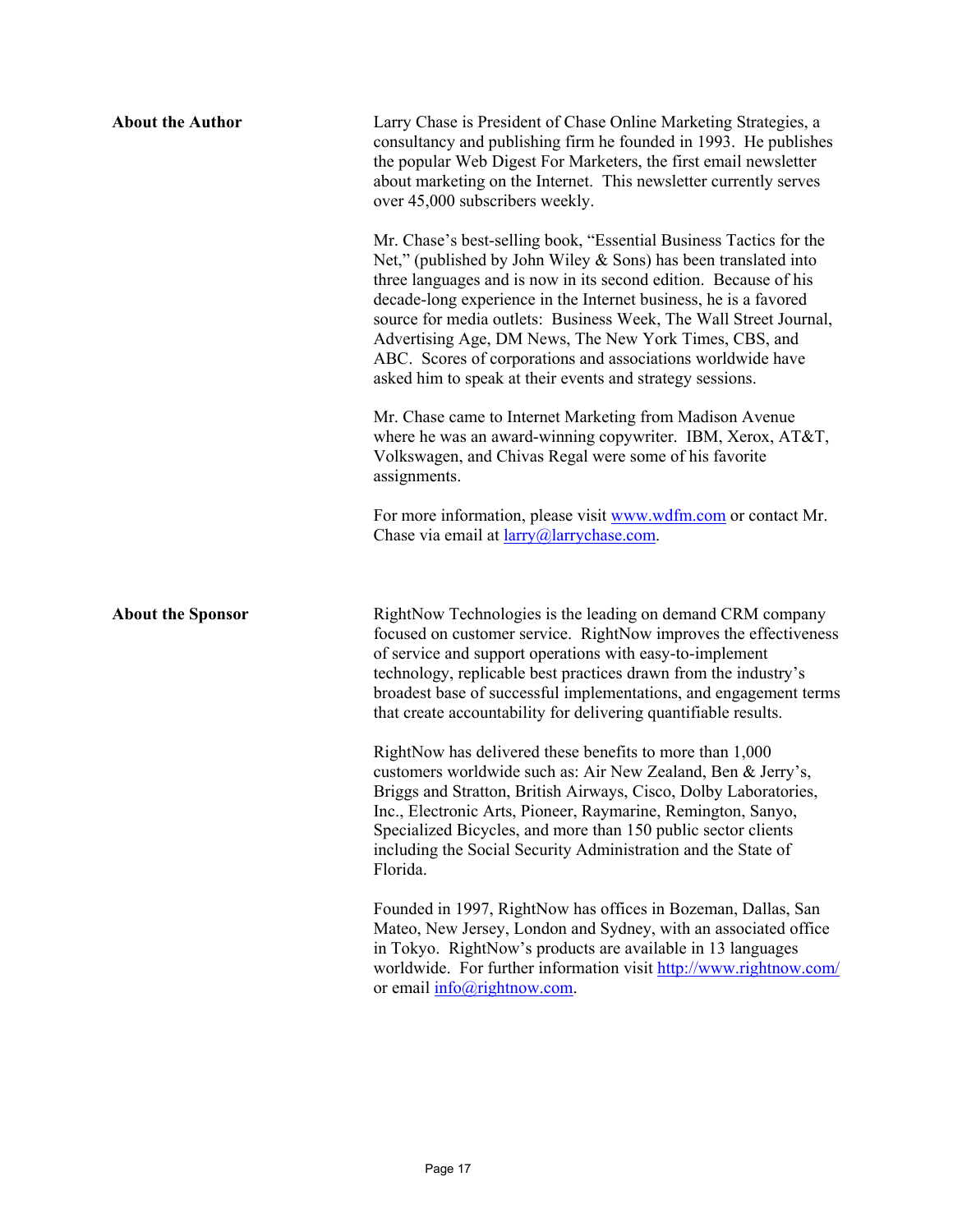## About the Author

Larry Chase is President of Chase Online Marketing Strategies, a consultancy and publishing firm he founded in 1993. He publishes the popular Web Digest For Marketers, the first email newsletter about marketing on the Internet. This newsletter currently serves over 45,000 subscribers weekly.

Mr. Chase's best-selling book, "Essential Business Tactics for the Net," (published by John Wiley & Sons) has been translated into three languages and is now in its second edition. Because of his decade-long experience in the Internet business, he is a favored source for media outlets: Business Week, The Wall Street Journal, Advertising Age, DM News, The New York Times, CBS, and ABC. Scores of corporations and associations worldwide have asked him to speak at their events and strategy sessions.

Mr. Chase came to Internet Marketing from Madison Avenue where he was an award-winning copywriter. IBM, Xerox, AT&T, Volkswagen, and Chivas Regal were some of his favorite assignments.

For more information, please visit www.wdfm.com or contact Mr. Chase via email at larry@larrychase.com.

## About the Sponsor

RightNow Technologies is the leading on demand CRM company focused on customer service. RightNow improves the effectiveness of service and support operations with easy-to-implement technology, replicable best practices drawn from the industry's broadest base of successful implementations, and engagement terms that create accountability for delivering quantifiable results.

RightNow has delivered these benefits to more than 1,000 customers worldwide such as: Air New Zealand, Ben & Jerry's, Briggs and Stratton, British Airways, Cisco, Dolby Laboratories, Inc., Electronic Arts, Pioneer, Raymarine, Remington, Sanyo, Specialized Bicycles, and more than 150 public sector clients including the Social Security Administration and the State of Florida.

Founded in 1997, RightNow has offices in Bozeman, Dallas, San Mateo, New Jersey, London and Sydney, with an associated office in Tokyo. RightNow's products are available in 13 languages worldwide. For further information visit http://www.rightnow.com/ or email info@rightnow.com.